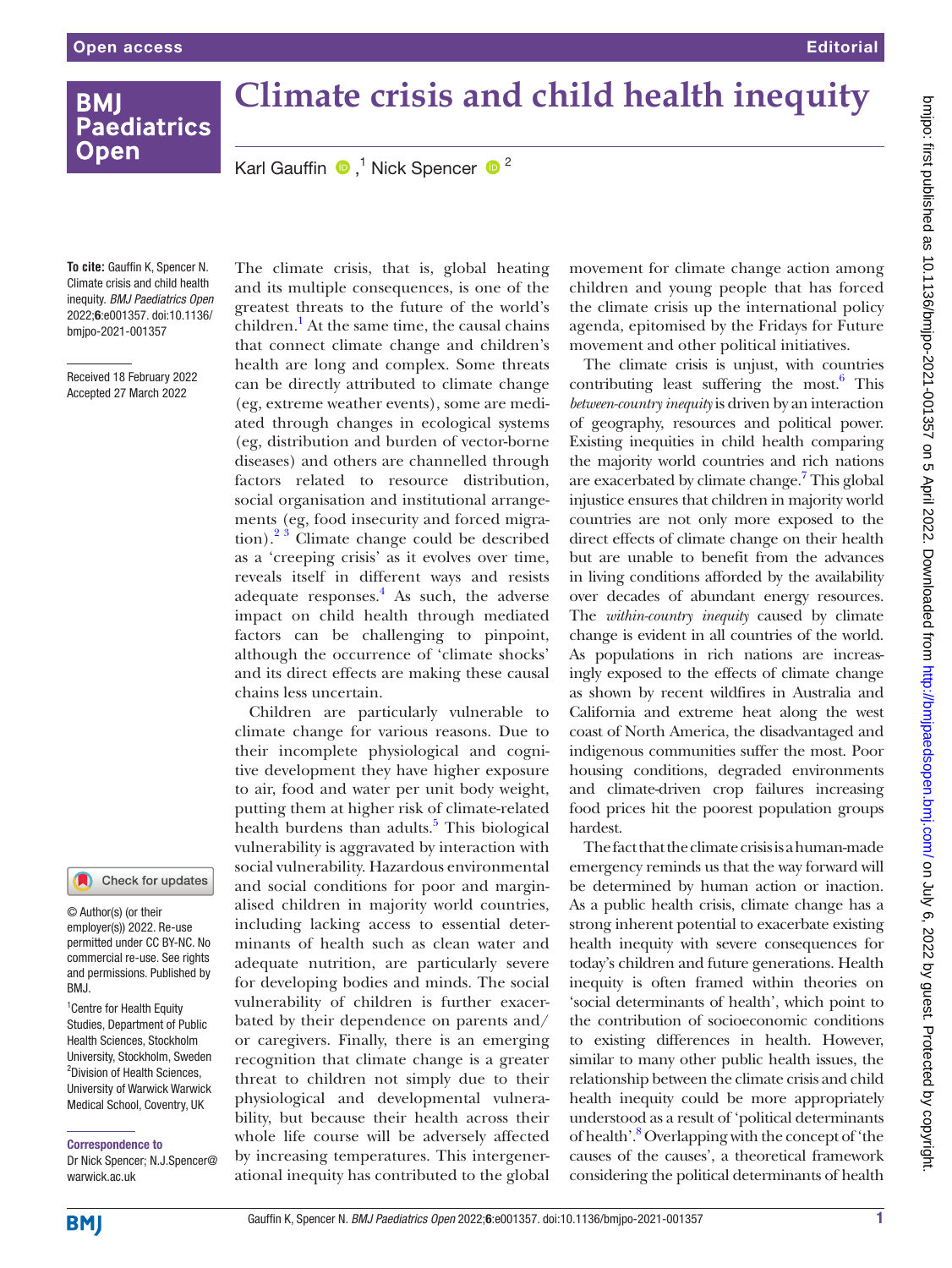# Climate crisis and child health inequity

Karl Gauffin,[1] Nick Spencer[2]

**To cite:** Gauffin K, Spencer N. Climate crisis and child health inequity. *BMJ Paediatrics Open* 2022;**6**:e001357. doi:10.1136/bmjpo-2021-001357

Received 18 February 2022
Accepted 27 March 2022

© Author(s) (or their employer(s)) 2022. Re-use permitted under CC BY-NC. No commercial re-use. See rights and permissions. Published by BMJ.

[1]Centre for Health Equity Studies, Department of Public Health Sciences, Stockholm University, Stockholm, Sweden
[2]Division of Health Sciences, University of Warwick Warwick Medical School, Coventry, UK

**Correspondence to**
Dr Nick Spencer; N.J.Spencer@warwick.ac.uk

The climate crisis, that is, global heating and its multiple consequences, is one of the greatest threats to the future of the world's children.[1] At the same time, the causal chains that connect climate change and children's health are long and complex. Some threats can be directly attributed to climate change (eg, extreme weather events), some are mediated through changes in ecological systems (eg, distribution and burden of vector-borne diseases) and others are channelled through factors related to resource distribution, social organisation and institutional arrangements (eg, food insecurity and forced migration).[2,3] Climate change could be described as a 'creeping crisis' as it evolves over time, reveals itself in different ways and resists adequate responses.[4] As such, the adverse impact on child health through mediated factors can be challenging to pinpoint, although the occurrence of 'climate shocks' and its direct effects are making these causal chains less uncertain.

Children are particularly vulnerable to climate change for various reasons. Due to their incomplete physiological and cognitive development they have higher exposure to air, food and water per unit body weight, putting them at higher risk of climate-related health burdens than adults.[5] This biological vulnerability is aggravated by interaction with social vulnerability. Hazardous environmental and social conditions for poor and marginalised children in majority world countries, including lacking access to essential determinants of health such as clean water and adequate nutrition, are particularly severe for developing bodies and minds. The social vulnerability of children is further exacerbated by their dependence on parents and/or caregivers. Finally, there is an emerging recognition that climate change is a greater threat to children not simply due to their physiological and developmental vulnerability, but because their health across their whole life course will be adversely affected by increasing temperatures. This intergenerational inequity has contributed to the global movement for climate change action among children and young people that has forced the climate crisis up the international policy agenda, epitomised by the Fridays for Future movement and other political initiatives.

The climate crisis is unjust, with countries contributing least suffering the most.[6] This *between-country inequity* is driven by an interaction of geography, resources and political power. Existing inequities in child health comparing the majority world countries and rich nations are exacerbated by climate change.[7] This global injustice ensures that children in majority world countries are not only more exposed to the direct effects of climate change on their health but are unable to benefit from the advances in living conditions afforded by the availability over decades of abundant energy resources. The *within-country inequity* caused by climate change is evident in all countries of the world. As populations in rich nations are increasingly exposed to the effects of climate change as shown by recent wildfires in Australia and California and extreme heat along the west coast of North America, the disadvantaged and indigenous communities suffer the most. Poor housing conditions, degraded environments and climate-driven crop failures increasing food prices hit the poorest population groups hardest.

The fact that the climate crisis is a human-made emergency reminds us that the way forward will be determined by human action or inaction. As a public health crisis, climate change has a strong inherent potential to exacerbate existing health inequity with severe consequences for today's children and future generations. Health inequity is often framed within theories on 'social determinants of health', which point to the contribution of socioeconomic conditions to existing differences in health. However, similar to many other public health issues, the relationship between the climate crisis and child health inequity could be more appropriately understood as a result of 'political determinants of health'.[8] Overlapping with the concept of 'the causes of the causes', a theoretical framework considering the political determinants of health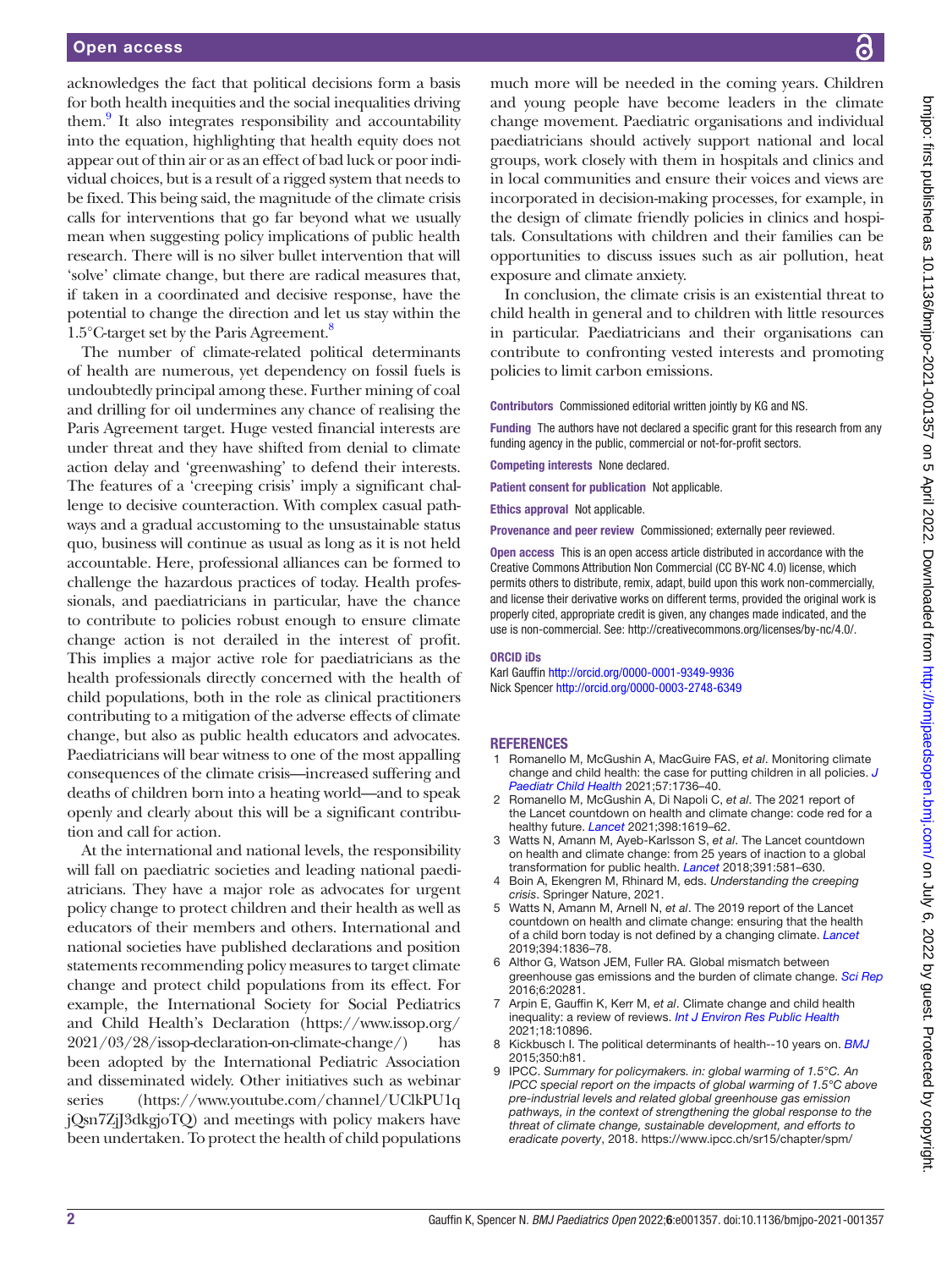acknowledges the fact that political decisions form a basis for both health inequities and the social inequalities driving them.[9] It also integrates responsibility and accountability into the equation, highlighting that health equity does not appear out of thin air or as an effect of bad luck or poor individual choices, but is a result of a rigged system that needs to be fixed. This being said, the magnitude of the climate crisis calls for interventions that go far beyond what we usually mean when suggesting policy implications of public health research. There will is no silver bullet intervention that will 'solve' climate change, but there are radical measures that, if taken in a coordinated and decisive response, have the potential to change the direction and let us stay within the 1.5°C-target set by the Paris Agreement.[8]

The number of climate-related political determinants of health are numerous, yet dependency on fossil fuels is undoubtedly principal among these. Further mining of coal and drilling for oil undermines any chance of realising the Paris Agreement target. Huge vested financial interests are under threat and they have shifted from denial to climate action delay and 'greenwashing' to defend their interests. The features of a 'creeping crisis' imply a significant challenge to decisive counteraction. With complex casual pathways and a gradual accustoming to the unsustainable status quo, business will continue as usual as long as it is not held accountable. Here, professional alliances can be formed to challenge the hazardous practices of today. Health professionals, and paediatricians in particular, have the chance to contribute to policies robust enough to ensure climate change action is not derailed in the interest of profit. This implies a major active role for paediatricians as the health professionals directly concerned with the health of child populations, both in the role as clinical practitioners contributing to a mitigation of the adverse effects of climate change, but also as public health educators and advocates. Paediatricians will bear witness to one of the most appalling consequences of the climate crisis—increased suffering and deaths of children born into a heating world—and to speak openly and clearly about this will be a significant contribution and call for action.

At the international and national levels, the responsibility will fall on paediatric societies and leading national paediatricians. They have a major role as advocates for urgent policy change to protect children and their health as well as educators of their members and others. International and national societies have published declarations and position statements recommending policy measures to target climate change and protect child populations from its effect. For example, the International Society for Social Pediatrics and Child Health's Declaration (https://www.issop.org/2021/03/28/issop-declaration-on-climate-change/) has been adopted by the International Pediatric Association and disseminated widely. Other initiatives such as webinar series (https://www.youtube.com/channel/UClkPU1qjQsn7ZjJ3dkgjoTQ) and meetings with policy makers have been undertaken. To protect the health of child populations much more will be needed in the coming years. Children and young people have become leaders in the climate change movement. Paediatric organisations and individual paediatricians should actively support national and local groups, work closely with them in hospitals and clinics and in local communities and ensure their voices and views are incorporated in decision-making processes, for example, in the design of climate friendly policies in clinics and hospitals. Consultations with children and their families can be opportunities to discuss issues such as air pollution, heat exposure and climate anxiety.

In conclusion, the climate crisis is an existential threat to child health in general and to children with little resources in particular. Paediatricians and their organisations can contribute to confronting vested interests and promoting policies to limit carbon emissions.

**Contributors** Commissioned editorial written jointly by KG and NS.

**Funding** The authors have not declared a specific grant for this research from any funding agency in the public, commercial or not-for-profit sectors.

**Competing interests** None declared.

**Patient consent for publication** Not applicable.

**Ethics approval** Not applicable.

**Provenance and peer review** Commissioned; externally peer reviewed.

**Open access** This is an open access article distributed in accordance with the Creative Commons Attribution Non Commercial (CC BY-NC 4.0) license, which permits others to distribute, remix, adapt, build upon this work non-commercially, and license their derivative works on different terms, provided the original work is properly cited, appropriate credit is given, any changes made indicated, and the use is non-commercial. See: http://creativecommons.org/licenses/by-nc/4.0/.

**ORCID iDs**

Karl Gauffin http://orcid.org/0000-0001-9349-9936
Nick Spencer http://orcid.org/0000-0003-2748-6349

## REFERENCES

1. Romanello M, McGushin A, MacGuire FAS, *et al*. Monitoring climate change and child health: the case for putting children in all policies. *J Paediatr Child Health* 2021;57:1736–40.
2. Romanello M, McGushin A, Di Napoli C, *et al*. The 2021 report of the Lancet countdown on health and climate change: code red for a healthy future. *Lancet* 2021;398:1619–62.
3. Watts N, Amann M, Ayeb-Karlsson S, *et al*. The Lancet countdown on health and climate change: from 25 years of inaction to a global transformation for public health. *Lancet* 2018;391:581–630.
4. Boin A, Ekengren M, Rhinard M, eds. *Understanding the creeping crisis*. Springer Nature, 2021.
5. Watts N, Amann M, Arnell N, *et al*. The 2019 report of the Lancet countdown on health and climate change: ensuring that the health of a child born today is not defined by a changing climate. *Lancet* 2019;394:1836–78.
6. Althor G, Watson JEM, Fuller RA. Global mismatch between greenhouse gas emissions and the burden of climate change. *Sci Rep* 2016;6:20281.
7. Arpin E, Gauffin K, Kerr M, *et al*. Climate change and child health inequality: a review of reviews. *Int J Environ Res Public Health* 2021;18:10896.
8. Kickbusch I. The political determinants of health--10 years on. *BMJ* 2015;350:h81.
9. IPCC. *Summary for policymakers. in: global warming of 1.5°C. An IPCC special report on the impacts of global warming of 1.5°C above pre-industrial levels and related global greenhouse gas emission pathways, in the context of strengthening the global response to the threat of climate change, sustainable development, and efforts to eradicate poverty*, 2018. https://www.ipcc.ch/sr15/chapter/spm/